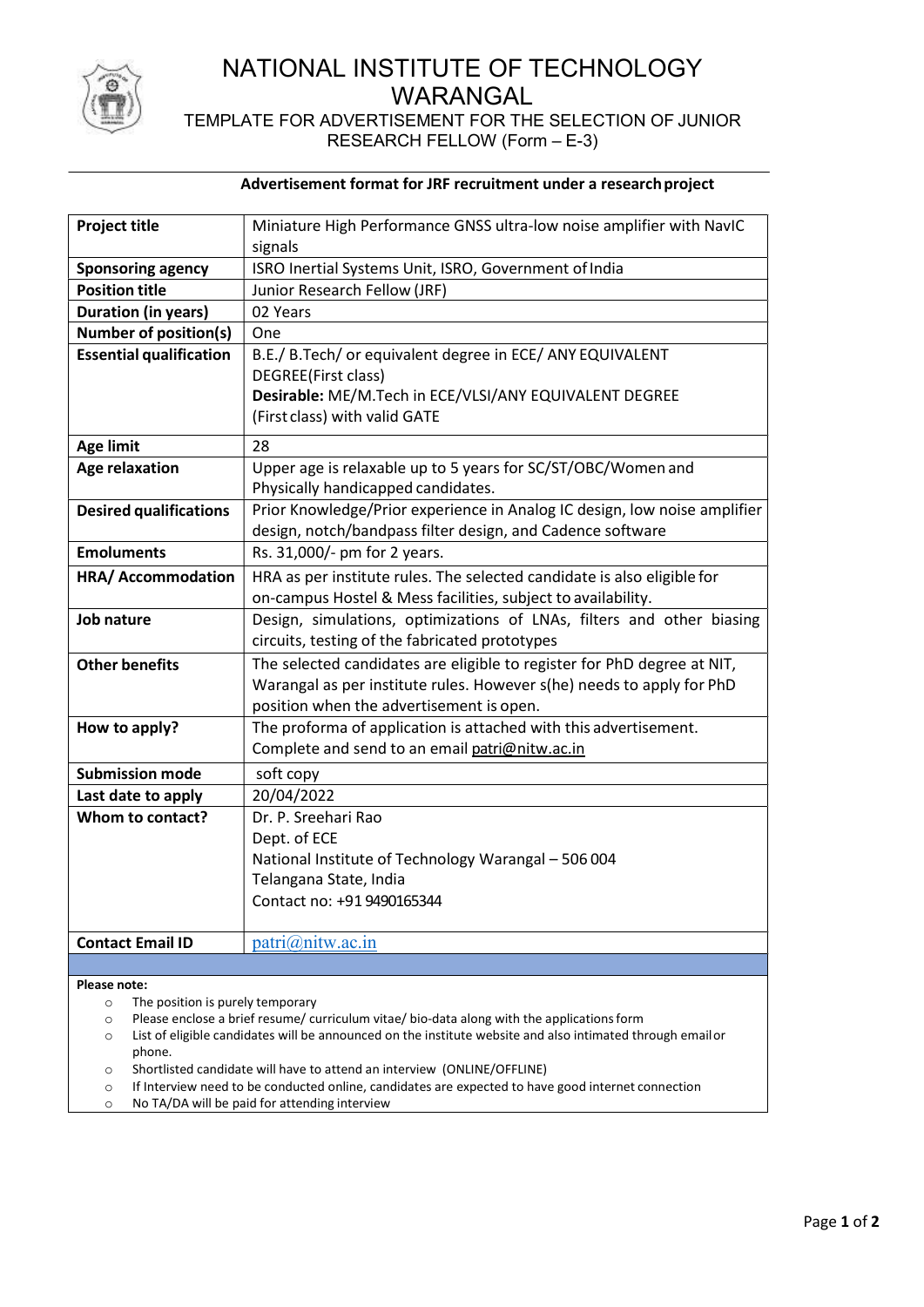# NATIONAL INSTITUTE OF TECHNOLOGY WARANGAL

## TEMPLATE FOR ADVERTISEMENT FOR THE SELECTION OF JUNIOR RESEARCH FELLOW (Form – E-3)

### Advertisement format for JRF recruitment under a research project

| | |
|---|---|
| **Project title** | Miniature High Performance GNSS ultra-low noise amplifier with NavIC signals |
| **Sponsoring agency** | ISRO Inertial Systems Unit, ISRO, Government of India |
| **Position title** | Junior Research Fellow (JRF) |
| **Duration (in years)** | 02 Years |
| **Number of position(s)** | One |
| **Essential qualification** | B.E./ B.Tech/ or equivalent degree in ECE/ ANY EQUIVALENT DEGREE(First class)<br>**Desirable:** ME/M.Tech in ECE/VLSI/ANY EQUIVALENT DEGREE (First class) with valid GATE |
| **Age limit** | 28 |
| **Age relaxation** | Upper age is relaxable up to 5 years for SC/ST/OBC/Women and Physically handicapped candidates. |
| **Desired qualifications** | Prior Knowledge/Prior experience in Analog IC design, low noise amplifier design, notch/bandpass filter design, and Cadence software |
| **Emoluments** | Rs. 31,000/- pm for 2 years. |
| **HRA/ Accommodation** | HRA as per institute rules. The selected candidate is also eligible for on-campus Hostel & Mess facilities, subject to availability. |
| **Job nature** | Design, simulations, optimizations of LNAs, filters and other biasing circuits, testing of the fabricated prototypes |
| **Other benefits** | The selected candidates are eligible to register for PhD degree at NIT, Warangal as per institute rules. However s(he) needs to apply for PhD position when the advertisement is open. |
| **How to apply?** | The proforma of application is attached with this advertisement. Complete and send to an email patri@nitw.ac.in |
| **Submission mode** | soft copy |
| **Last date to apply** | 20/04/2022 |
| **Whom to contact?** | Dr. P. Sreehari Rao<br>Dept. of ECE<br>National Institute of Technology Warangal – 506 004<br>Telangana State, India<br>Contact no: +91 9490165344 |
| **Contact Email ID** | patri@nitw.ac.in |

**Please note:**

- The position is purely temporary
- Please enclose a brief resume/ curriculum vitae/ bio-data along with the applications form
- List of eligible candidates will be announced on the institute website and also intimated through email or phone.
- Shortlisted candidate will have to attend an interview (ONLINE/OFFLINE)
- If Interview need to be conducted online, candidates are expected to have good internet connection
- No TA/DA will be paid for attending interview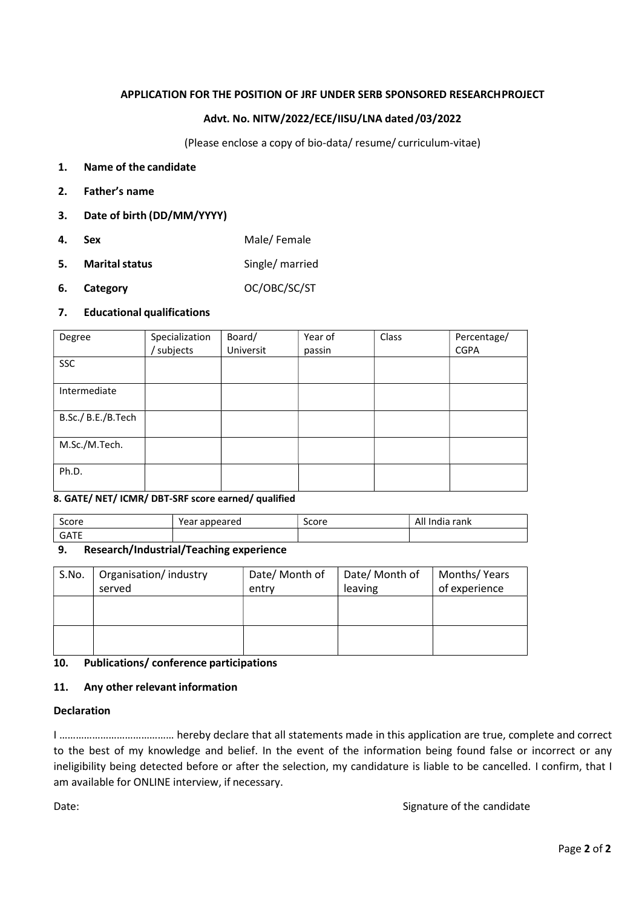**APPLICATION FOR THE POSITION OF JRF UNDER SERB SPONSORED RESEARCHPROJECT**

**Advt. No. NITW/2022/ECE/IISU/LNA dated /03/2022**

(Please enclose a copy of bio-data/ resume/ curriculum-vitae)

1. **Name of the candidate**
2. **Father's name**
3. **Date of birth (DD/MM/YYYY)**
4. **Sex** Male/ Female
5. **Marital status** Single/ married
6. **Category** OC/OBC/SC/ST
7. **Educational qualifications**

| Degree | Specialization / subjects | Board/ Universit | Year of passin | Class | Percentage/ CGPA |
|---|---|---|---|---|---|
| SSC | | | | | |
| Intermediate | | | | | |
| B.Sc./ B.E./B.Tech | | | | | |
| M.Sc./M.Tech. | | | | | |
| Ph.D. | | | | | |

**8. GATE/ NET/ ICMR/ DBT-SRF score earned/ qualified**

| Score | Year appeared | Score | All India rank |
|---|---|---|---|
| GATE | | | |

9. **Research/Industrial/Teaching experience**

| S.No. | Organisation/ industry served | Date/ Month of entry | Date/ Month of leaving | Months/ Years of experience |
|---|---|---|---|---|
| | | | | |
| | | | | |

10. **Publications/ conference participations**
11. **Any other relevant information**

**Declaration**

I …………………………………… hereby declare that all statements made in this application are true, complete and correct to the best of my knowledge and belief. In the event of the information being found false or incorrect or any ineligibility being detected before or after the selection, my candidature is liable to be cancelled. I confirm, that I am available for ONLINE interview, if necessary.

Date: Signature of the candidate